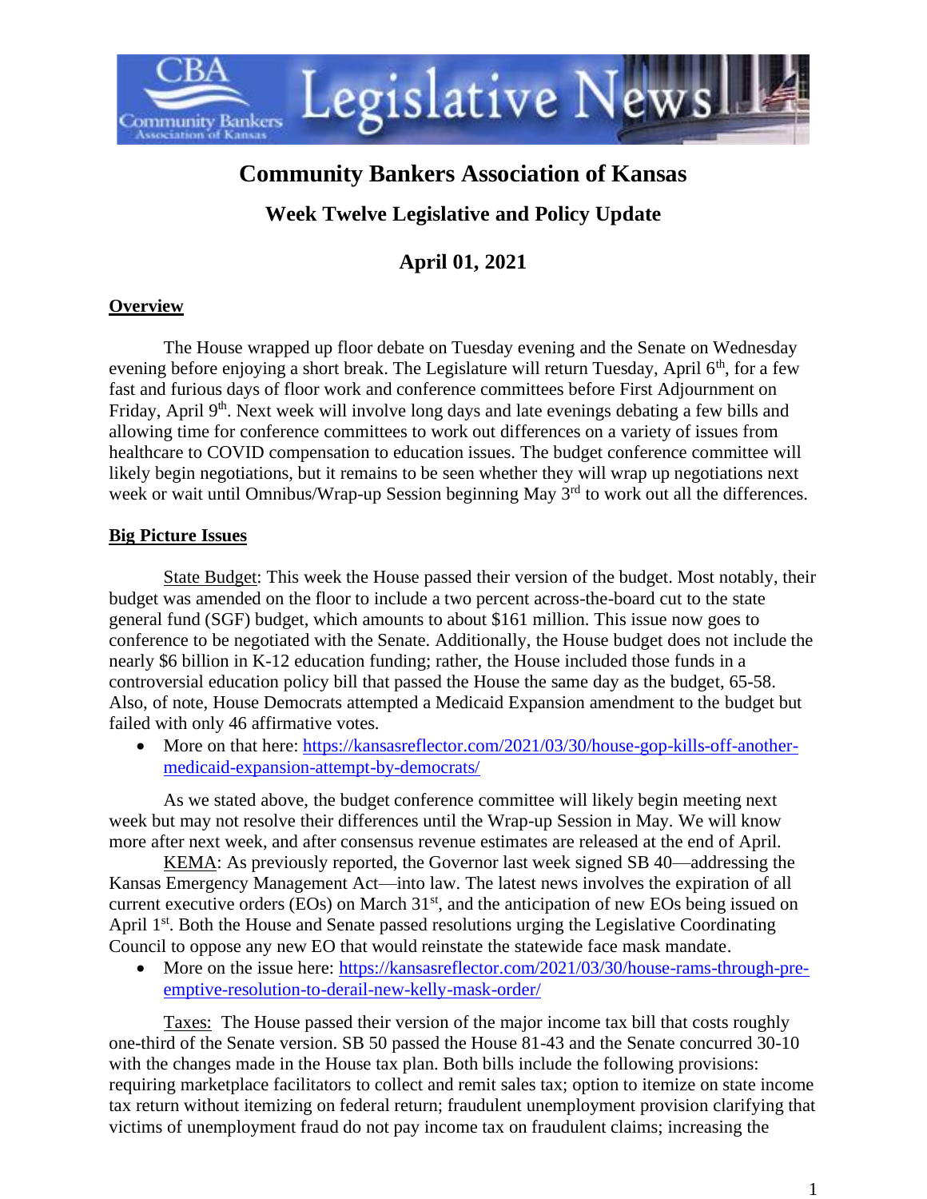# Community Bankers Association of Kansas

## Week Twelve Legislative and Policy Update

## April 01, 2021

**Overview**

The House wrapped up floor debate on Tuesday evening and the Senate on Wednesday evening before enjoying a short break. The Legislature will return Tuesday, April 6th, for a few fast and furious days of floor work and conference committees before First Adjournment on Friday, April 9th. Next week will involve long days and late evenings debating a few bills and allowing time for conference committees to work out differences on a variety of issues from healthcare to COVID compensation to education issues. The budget conference committee will likely begin negotiations, but it remains to be seen whether they will wrap up negotiations next week or wait until Omnibus/Wrap-up Session beginning May 3rd to work out all the differences.

**Big Picture Issues**

State Budget: This week the House passed their version of the budget. Most notably, their budget was amended on the floor to include a two percent across-the-board cut to the state general fund (SGF) budget, which amounts to about $161 million. This issue now goes to conference to be negotiated with the Senate. Additionally, the House budget does not include the nearly $6 billion in K-12 education funding; rather, the House included those funds in a controversial education policy bill that passed the House the same day as the budget, 65-58. Also, of note, House Democrats attempted a Medicaid Expansion amendment to the budget but failed with only 46 affirmative votes.

- More on that here: https://kansasreflector.com/2021/03/30/house-gop-kills-off-another-medicaid-expansion-attempt-by-democrats/

As we stated above, the budget conference committee will likely begin meeting next week but may not resolve their differences until the Wrap-up Session in May. We will know more after next week, and after consensus revenue estimates are released at the end of April.

KEMA: As previously reported, the Governor last week signed SB 40—addressing the Kansas Emergency Management Act—into law. The latest news involves the expiration of all current executive orders (EOs) on March 31st, and the anticipation of new EOs being issued on April 1st. Both the House and Senate passed resolutions urging the Legislative Coordinating Council to oppose any new EO that would reinstate the statewide face mask mandate.

- More on the issue here: https://kansasreflector.com/2021/03/30/house-rams-through-pre-emptive-resolution-to-derail-new-kelly-mask-order/

Taxes: The House passed their version of the major income tax bill that costs roughly one-third of the Senate version. SB 50 passed the House 81-43 and the Senate concurred 30-10 with the changes made in the House tax plan. Both bills include the following provisions: requiring marketplace facilitators to collect and remit sales tax; option to itemize on state income tax return without itemizing on federal return; fraudulent unemployment provision clarifying that victims of unemployment fraud do not pay income tax on fraudulent claims; increasing the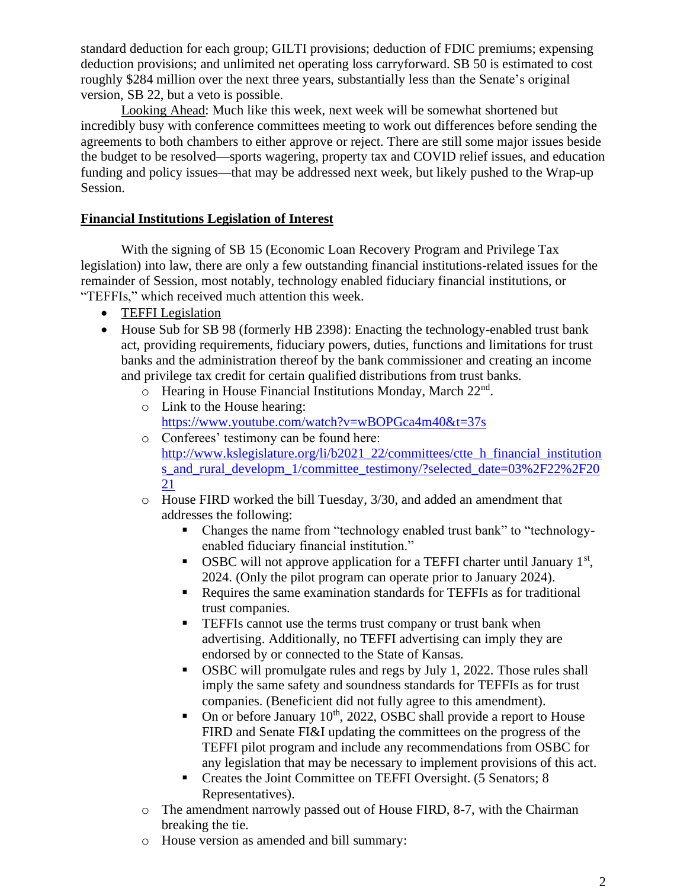standard deduction for each group; GILTI provisions; deduction of FDIC premiums; expensing deduction provisions; and unlimited net operating loss carryforward. SB 50 is estimated to cost roughly $284 million over the next three years, substantially less than the Senate's original version, SB 22, but a veto is possible.

Looking Ahead: Much like this week, next week will be somewhat shortened but incredibly busy with conference committees meeting to work out differences before sending the agreements to both chambers to either approve or reject. There are still some major issues beside the budget to be resolved—sports wagering, property tax and COVID relief issues, and education funding and policy issues—that may be addressed next week, but likely pushed to the Wrap-up Session.

## Financial Institutions Legislation of Interest

With the signing of SB 15 (Economic Loan Recovery Program and Privilege Tax legislation) into law, there are only a few outstanding financial institutions-related issues for the remainder of Session, most notably, technology enabled fiduciary financial institutions, or "TEFFIs," which received much attention this week.

- TEFFI Legislation
- House Sub for SB 98 (formerly HB 2398): Enacting the technology-enabled trust bank act, providing requirements, fiduciary powers, duties, functions and limitations for trust banks and the administration thereof by the bank commissioner and creating an income and privilege tax credit for certain qualified distributions from trust banks.
  - Hearing in House Financial Institutions Monday, March 22nd.
  - Link to the House hearing: https://www.youtube.com/watch?v=wBOPGca4m40&t=37s
  - Conferees' testimony can be found here: http://www.kslegislature.org/li/b2021_22/committees/ctte_h_financial_institutions_and_rural_developm_1/committee_testimony/?selected_date=03%2F22%2F2021
  - House FIRD worked the bill Tuesday, 3/30, and added an amendment that addresses the following:
    - Changes the name from "technology enabled trust bank" to "technology-enabled fiduciary financial institution."
    - OSBC will not approve application for a TEFFI charter until January 1st, 2024. (Only the pilot program can operate prior to January 2024).
    - Requires the same examination standards for TEFFIs as for traditional trust companies.
    - TEFFIs cannot use the terms trust company or trust bank when advertising. Additionally, no TEFFI advertising can imply they are endorsed by or connected to the State of Kansas.
    - OSBC will promulgate rules and regs by July 1, 2022. Those rules shall imply the same safety and soundness standards for TEFFIs as for trust companies. (Beneficient did not fully agree to this amendment).
    - On or before January 10th, 2022, OSBC shall provide a report to House FIRD and Senate FI&I updating the committees on the progress of the TEFFI pilot program and include any recommendations from OSBC for any legislation that may be necessary to implement provisions of this act.
    - Creates the Joint Committee on TEFFI Oversight. (5 Senators; 8 Representatives).
  - The amendment narrowly passed out of House FIRD, 8-7, with the Chairman breaking the tie.
  - House version as amended and bill summary: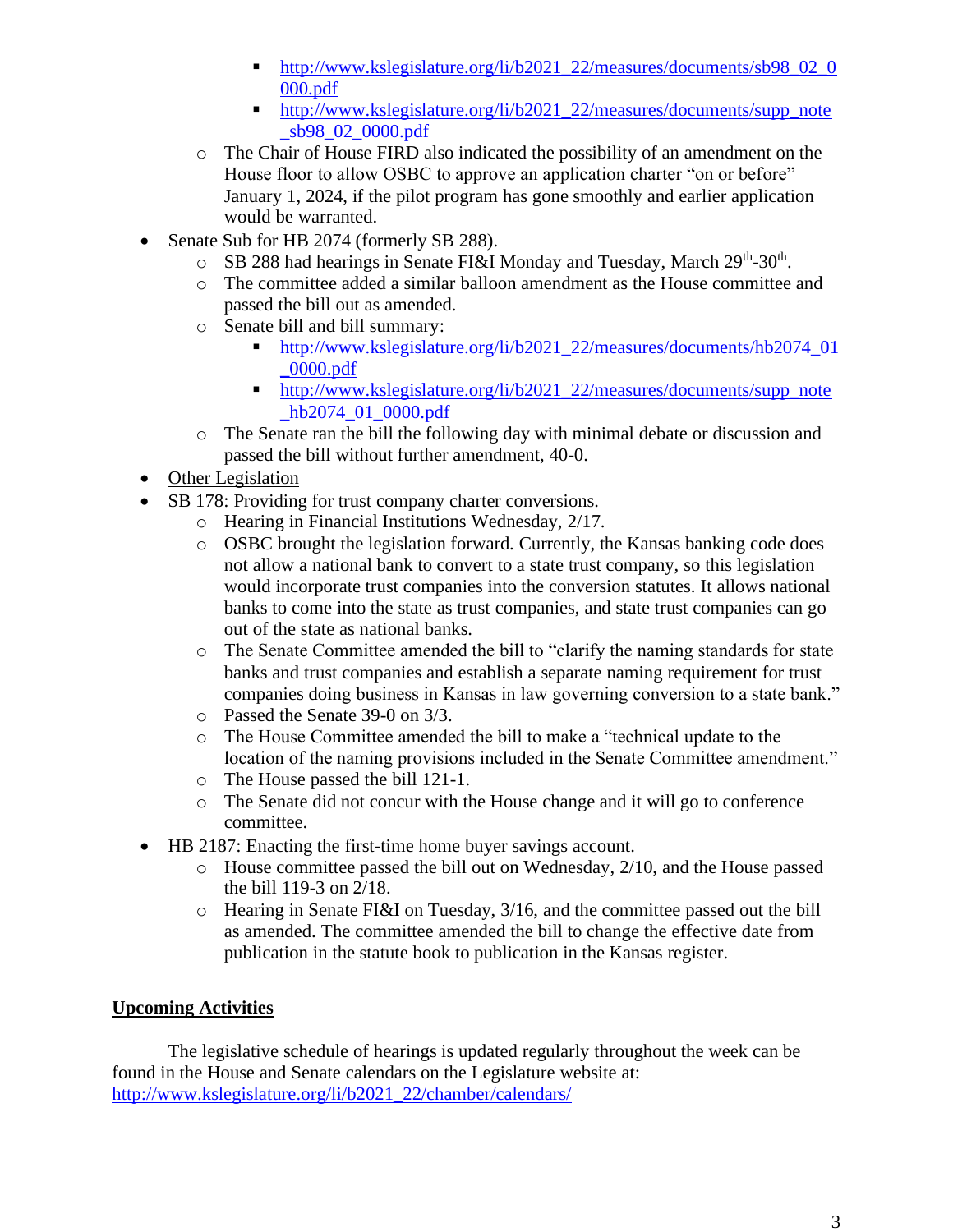- http://www.kslegislature.org/li/b2021_22/measures/documents/sb98_02_0000.pdf
        - http://www.kslegislature.org/li/b2021_22/measures/documents/supp_note_sb98_02_0000.pdf
    - The Chair of House FIRD also indicated the possibility of an amendment on the House floor to allow OSBC to approve an application charter "on or before" January 1, 2024, if the pilot program has gone smoothly and earlier application would be warranted.
- Senate Sub for HB 2074 (formerly SB 288).
    - SB 288 had hearings in Senate FI&I Monday and Tuesday, March 29th-30th.
    - The committee added a similar balloon amendment as the House committee and passed the bill out as amended.
    - Senate bill and bill summary:
        - http://www.kslegislature.org/li/b2021_22/measures/documents/hb2074_01_0000.pdf
        - http://www.kslegislature.org/li/b2021_22/measures/documents/supp_note_hb2074_01_0000.pdf
    - The Senate ran the bill the following day with minimal debate or discussion and passed the bill without further amendment, 40-0.
- <u>Other Legislation</u>
- SB 178: Providing for trust company charter conversions.
    - Hearing in Financial Institutions Wednesday, 2/17.
    - OSBC brought the legislation forward. Currently, the Kansas banking code does not allow a national bank to convert to a state trust company, so this legislation would incorporate trust companies into the conversion statutes. It allows national banks to come into the state as trust companies, and state trust companies can go out of the state as national banks.
    - The Senate Committee amended the bill to "clarify the naming standards for state banks and trust companies and establish a separate naming requirement for trust companies doing business in Kansas in law governing conversion to a state bank."
    - Passed the Senate 39-0 on 3/3.
    - The House Committee amended the bill to make a "technical update to the location of the naming provisions included in the Senate Committee amendment."
    - The House passed the bill 121-1.
    - The Senate did not concur with the House change and it will go to conference committee.
- HB 2187: Enacting the first-time home buyer savings account.
    - House committee passed the bill out on Wednesday, 2/10, and the House passed the bill 119-3 on 2/18.
    - Hearing in Senate FI&I on Tuesday, 3/16, and the committee passed out the bill as amended. The committee amended the bill to change the effective date from publication in the statute book to publication in the Kansas register.

**<u>Upcoming Activities</u>**

The legislative schedule of hearings is updated regularly throughout the week can be found in the House and Senate calendars on the Legislature website at: http://www.kslegislature.org/li/b2021_22/chamber/calendars/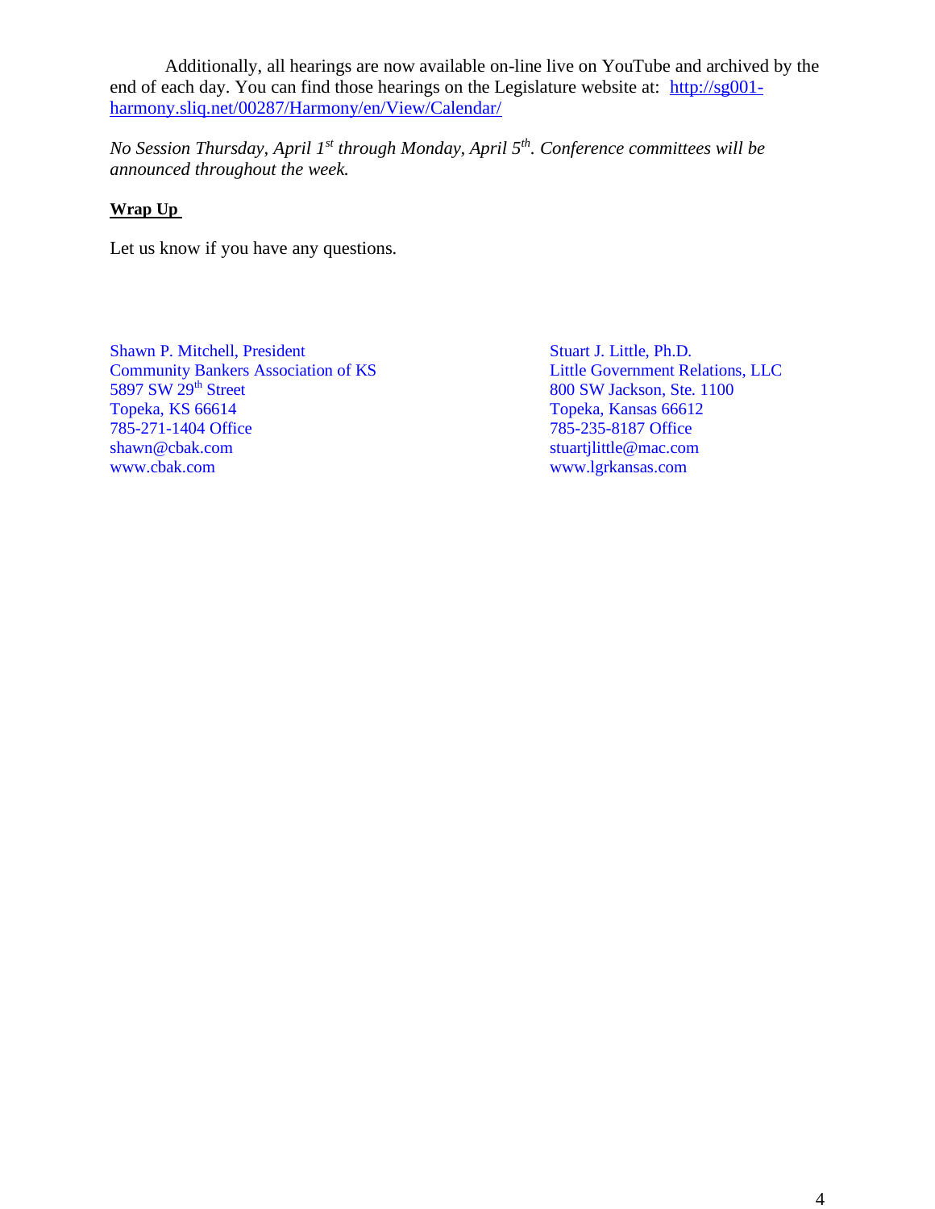Additionally, all hearings are now available on-line live on YouTube and archived by the end of each day. You can find those hearings on the Legislature website at: [http://sg001-harmony.sliq.net/00287/Harmony/en/View/Calendar/](http://sg001-harmony.sliq.net/00287/Harmony/en/View/Calendar/)

*No Session Thursday, April 1st through Monday, April 5th. Conference committees will be announced throughout the week.*

**Wrap Up**

Let us know if you have any questions.

Shawn P. Mitchell, President
Community Bankers Association of KS
5897 SW 29th Street
Topeka, KS 66614
785-271-1404 Office
shawn@cbak.com
www.cbak.com

Stuart J. Little, Ph.D.
Little Government Relations, LLC
800 SW Jackson, Ste. 1100
Topeka, Kansas 66612
785-235-8187 Office
stuartjlittle@mac.com
www.lgrkansas.com